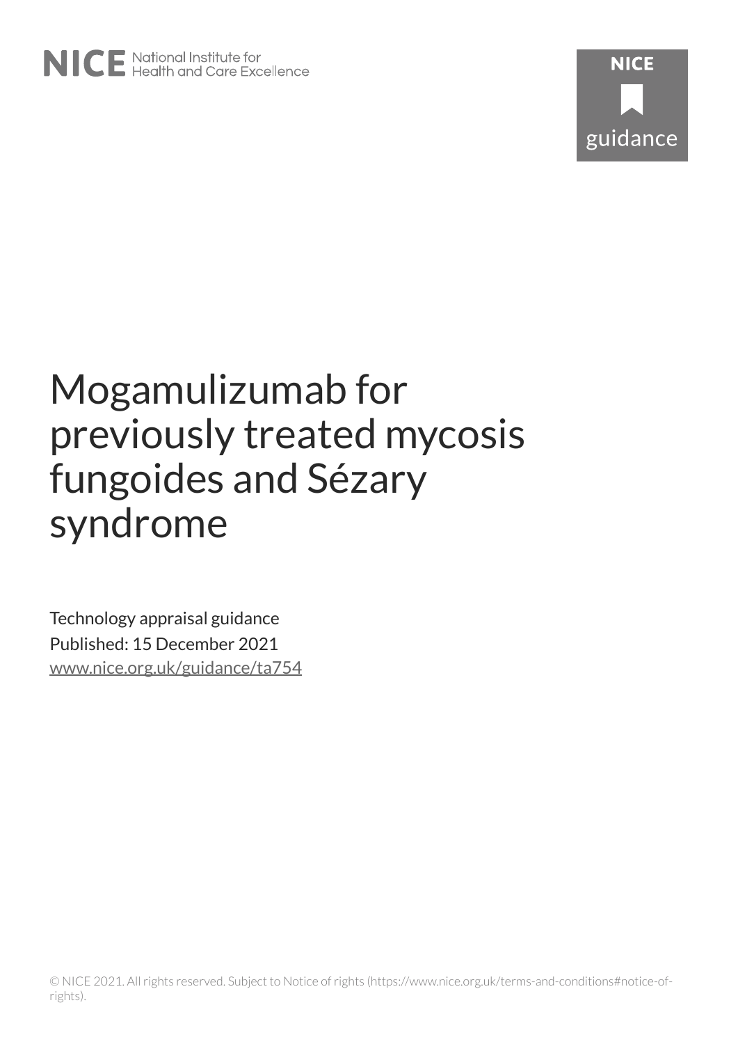# Mogamulizumab for previously treated mycosis fungoides and Sézary syndrome

Technology appraisal guidance

Published: 15 December 2021

www.nice.org.uk/guidance/ta754

© NICE 2021. All rights reserved. Subject to Notice of rights (https://www.nice.org.uk/terms-and-conditions#notice-of-rights).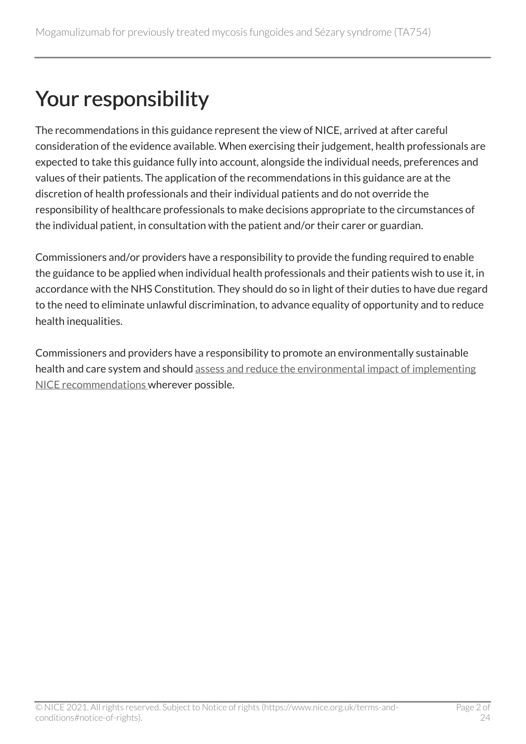# Your responsibility

The recommendations in this guidance represent the view of NICE, arrived at after careful consideration of the evidence available. When exercising their judgement, health professionals are expected to take this guidance fully into account, alongside the individual needs, preferences and values of their patients. The application of the recommendations in this guidance are at the discretion of health professionals and their individual patients and do not override the responsibility of healthcare professionals to make decisions appropriate to the circumstances of the individual patient, in consultation with the patient and/or their carer or guardian.

Commissioners and/or providers have a responsibility to provide the funding required to enable the guidance to be applied when individual health professionals and their patients wish to use it, in accordance with the NHS Constitution. They should do so in light of their duties to have due regard to the need to eliminate unlawful discrimination, to advance equality of opportunity and to reduce health inequalities.

Commissioners and providers have a responsibility to promote an environmentally sustainable health and care system and should assess and reduce the environmental impact of implementing NICE recommendations wherever possible.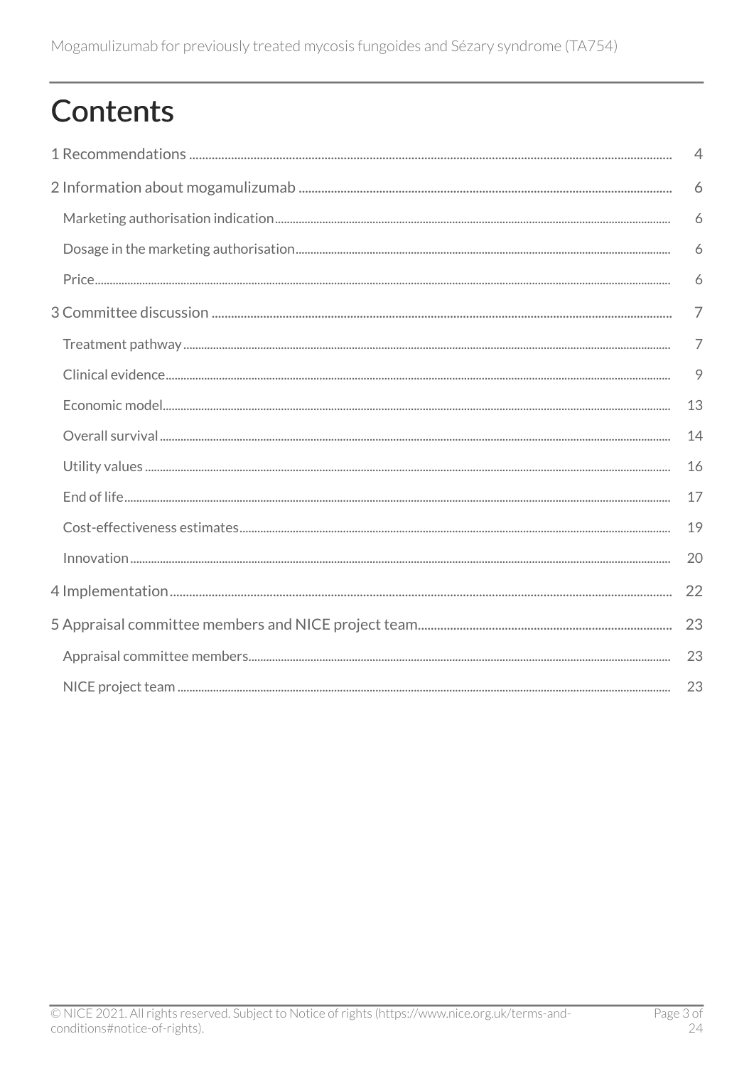# Contents

1 Recommendations .......... 4

2 Information about mogamulizumab .......... 6

- Marketing authorisation indication .......... 6
- Dosage in the marketing authorisation .......... 6
- Price .......... 6

3 Committee discussion .......... 7

- Treatment pathway .......... 7
- Clinical evidence .......... 9
- Economic model .......... 13
- Overall survival .......... 14
- Utility values .......... 16
- End of life .......... 17
- Cost-effectiveness estimates .......... 19
- Innovation .......... 20

4 Implementation .......... 22

5 Appraisal committee members and NICE project team .......... 23

- Appraisal committee members .......... 23
- NICE project team .......... 23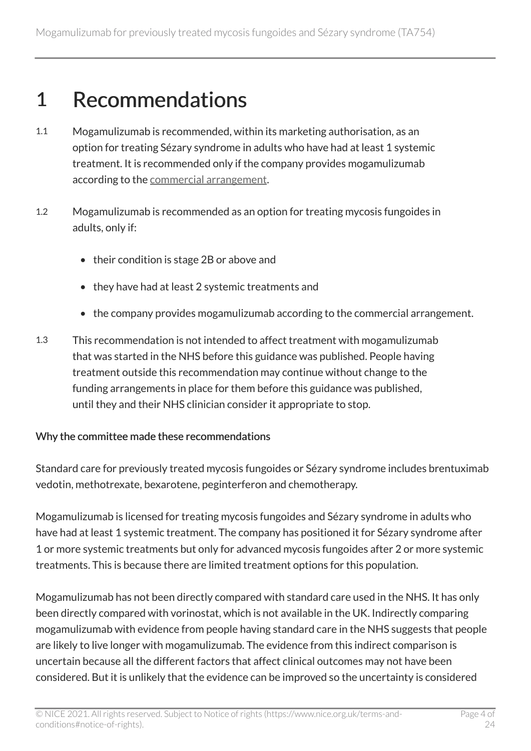# 1 Recommendations

1.1 Mogamulizumab is recommended, within its marketing authorisation, as an option for treating Sézary syndrome in adults who have had at least 1 systemic treatment. It is recommended only if the company provides mogamulizumab according to the commercial arrangement.

1.2 Mogamulizumab is recommended as an option for treating mycosis fungoides in adults, only if:

- their condition is stage 2B or above and
- they have had at least 2 systemic treatments and
- the company provides mogamulizumab according to the commercial arrangement.

1.3 This recommendation is not intended to affect treatment with mogamulizumab that was started in the NHS before this guidance was published. People having treatment outside this recommendation may continue without change to the funding arrangements in place for them before this guidance was published, until they and their NHS clinician consider it appropriate to stop.

## Why the committee made these recommendations

Standard care for previously treated mycosis fungoides or Sézary syndrome includes brentuximab vedotin, methotrexate, bexarotene, peginterferon and chemotherapy.

Mogamulizumab is licensed for treating mycosis fungoides and Sézary syndrome in adults who have had at least 1 systemic treatment. The company has positioned it for Sézary syndrome after 1 or more systemic treatments but only for advanced mycosis fungoides after 2 or more systemic treatments. This is because there are limited treatment options for this population.

Mogamulizumab has not been directly compared with standard care used in the NHS. It has only been directly compared with vorinostat, which is not available in the UK. Indirectly comparing mogamulizumab with evidence from people having standard care in the NHS suggests that people are likely to live longer with mogamulizumab. The evidence from this indirect comparison is uncertain because all the different factors that affect clinical outcomes may not have been considered. But it is unlikely that the evidence can be improved so the uncertainty is considered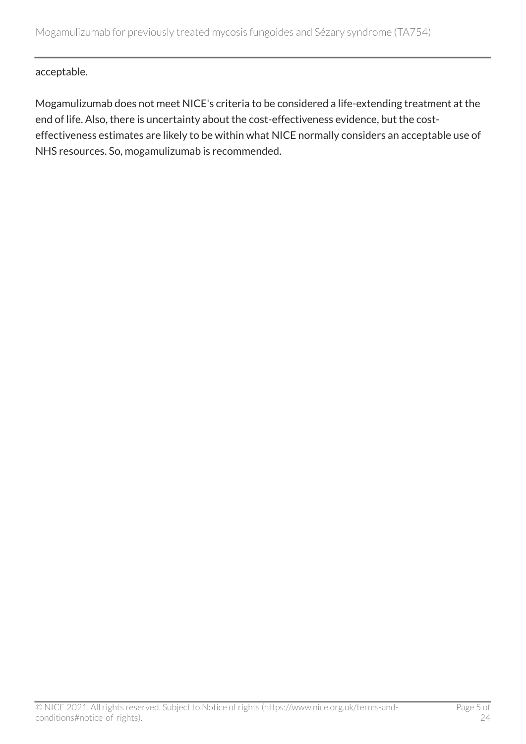acceptable.

Mogamulizumab does not meet NICE's criteria to be considered a life-extending treatment at the end of life. Also, there is uncertainty about the cost-effectiveness evidence, but the cost-effectiveness estimates are likely to be within what NICE normally considers an acceptable use of NHS resources. So, mogamulizumab is recommended.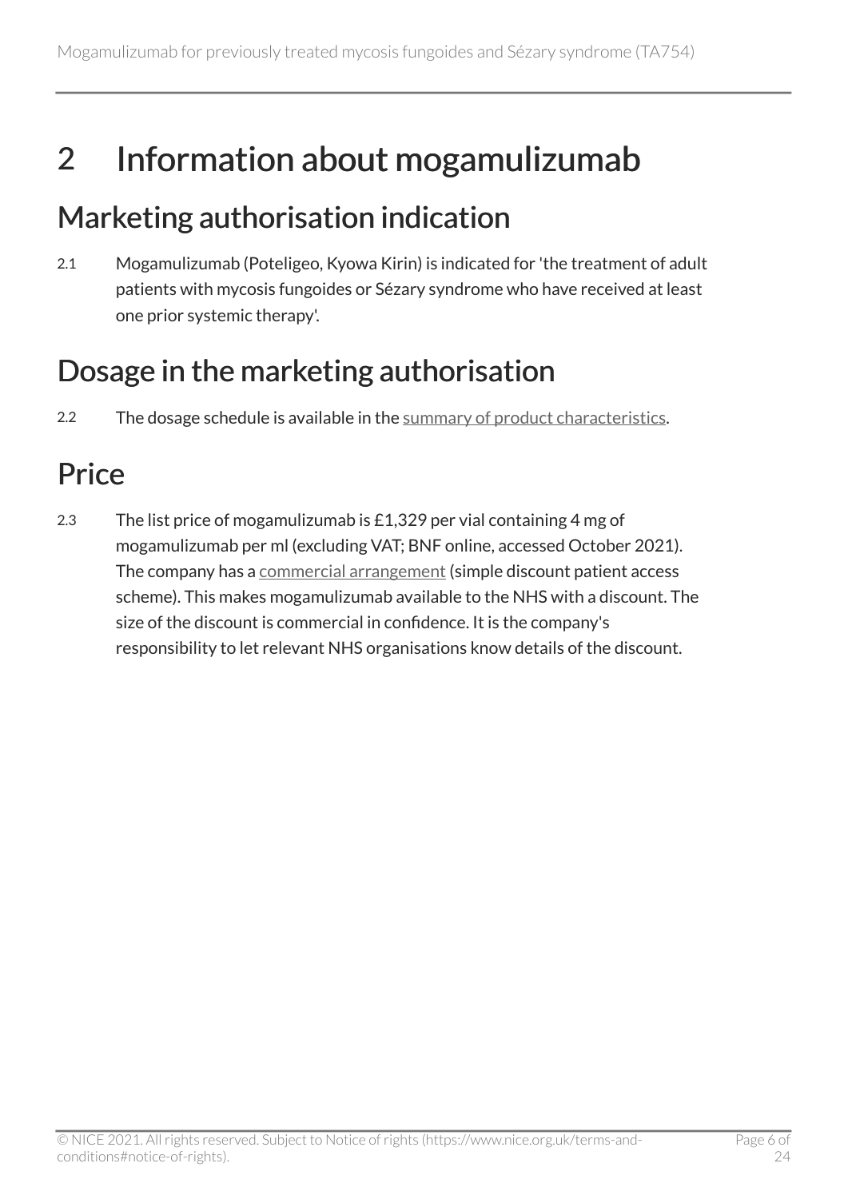# 2 Information about mogamulizumab

## Marketing authorisation indication

2.1 Mogamulizumab (Poteligeo, Kyowa Kirin) is indicated for 'the treatment of adult patients with mycosis fungoides or Sézary syndrome who have received at least one prior systemic therapy'.

## Dosage in the marketing authorisation

2.2 The dosage schedule is available in the summary of product characteristics.

## Price

2.3 The list price of mogamulizumab is £1,329 per vial containing 4 mg of mogamulizumab per ml (excluding VAT; BNF online, accessed October 2021). The company has a commercial arrangement (simple discount patient access scheme). This makes mogamulizumab available to the NHS with a discount. The size of the discount is commercial in confidence. It is the company's responsibility to let relevant NHS organisations know details of the discount.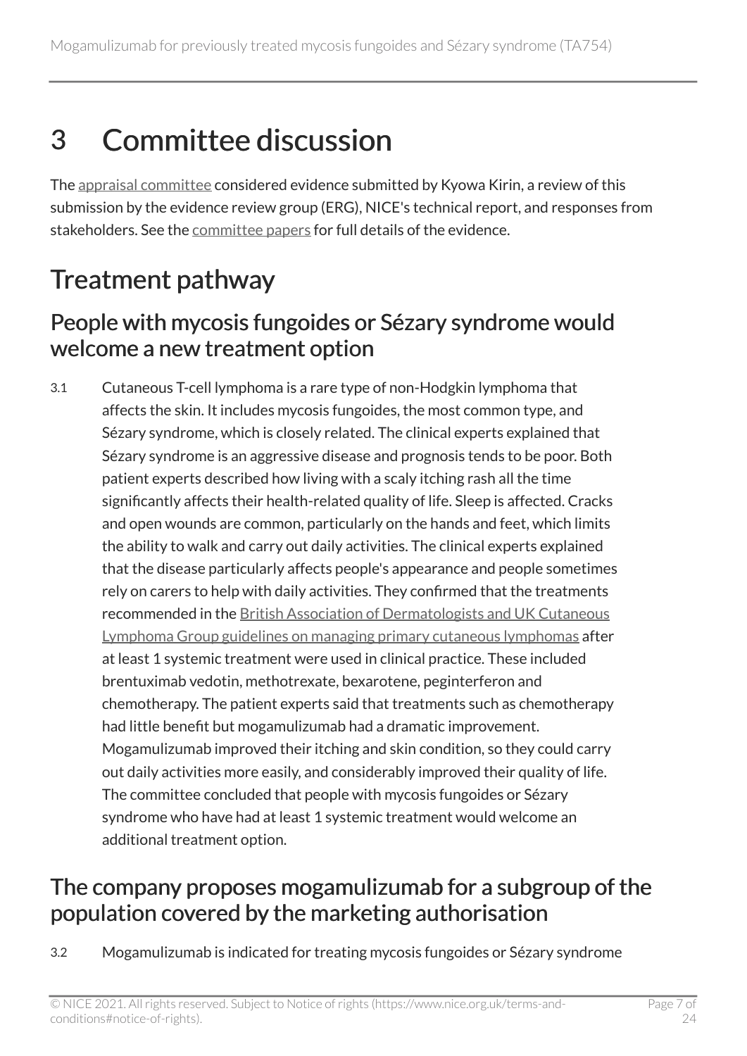# 3 Committee discussion

The appraisal committee considered evidence submitted by Kyowa Kirin, a review of this submission by the evidence review group (ERG), NICE's technical report, and responses from stakeholders. See the committee papers for full details of the evidence.

## Treatment pathway

### People with mycosis fungoides or Sézary syndrome would welcome a new treatment option

3.1 Cutaneous T-cell lymphoma is a rare type of non-Hodgkin lymphoma that affects the skin. It includes mycosis fungoides, the most common type, and Sézary syndrome, which is closely related. The clinical experts explained that Sézary syndrome is an aggressive disease and prognosis tends to be poor. Both patient experts described how living with a scaly itching rash all the time significantly affects their health-related quality of life. Sleep is affected. Cracks and open wounds are common, particularly on the hands and feet, which limits the ability to walk and carry out daily activities. The clinical experts explained that the disease particularly affects people's appearance and people sometimes rely on carers to help with daily activities. They confirmed that the treatments recommended in the British Association of Dermatologists and UK Cutaneous Lymphoma Group guidelines on managing primary cutaneous lymphomas after at least 1 systemic treatment were used in clinical practice. These included brentuximab vedotin, methotrexate, bexarotene, peginterferon and chemotherapy. The patient experts said that treatments such as chemotherapy had little benefit but mogamulizumab had a dramatic improvement. Mogamulizumab improved their itching and skin condition, so they could carry out daily activities more easily, and considerably improved their quality of life. The committee concluded that people with mycosis fungoides or Sézary syndrome who have had at least 1 systemic treatment would welcome an additional treatment option.

### The company proposes mogamulizumab for a subgroup of the population covered by the marketing authorisation

3.2 Mogamulizumab is indicated for treating mycosis fungoides or Sézary syndrome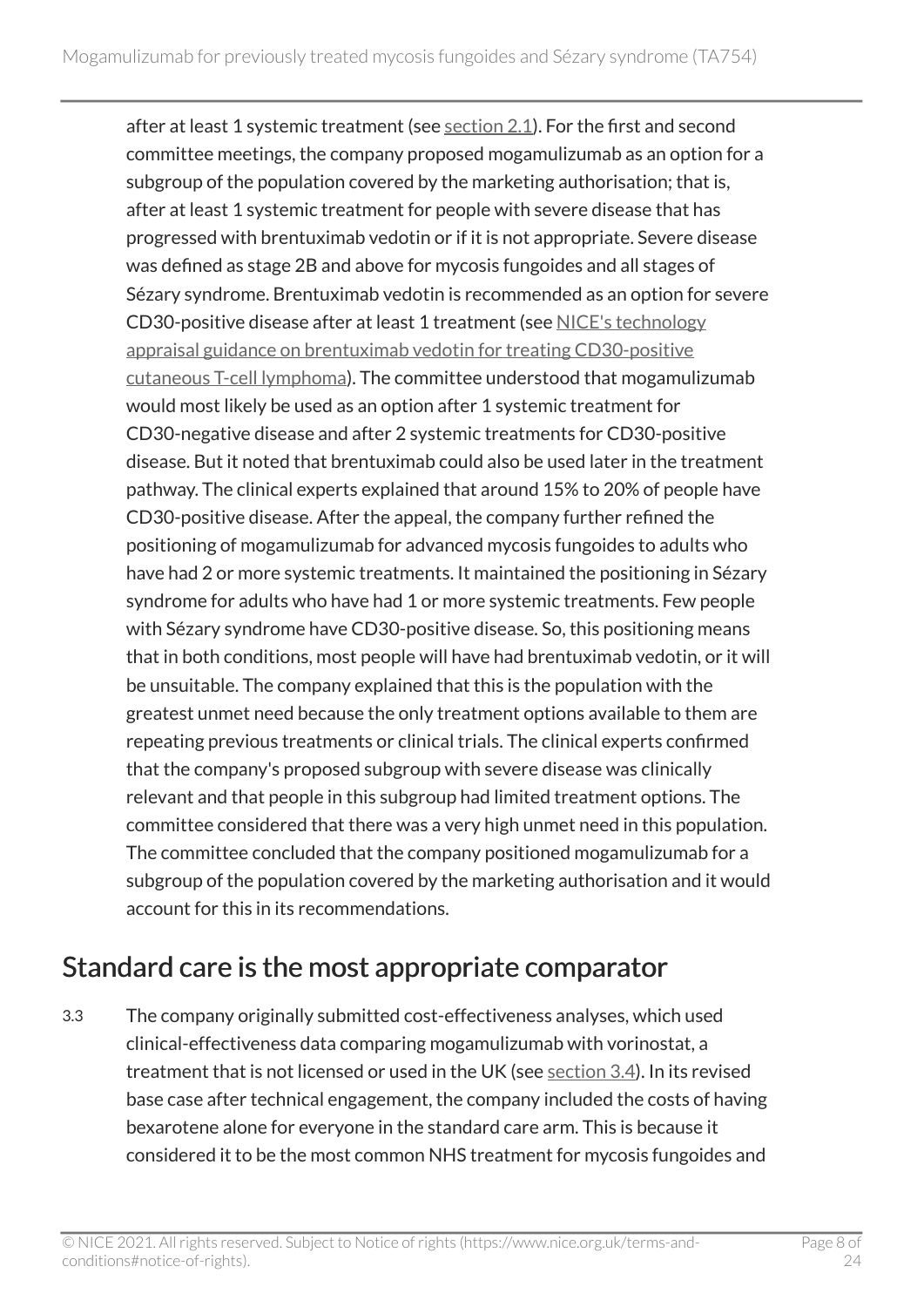after at least 1 systemic treatment (see section 2.1). For the first and second committee meetings, the company proposed mogamulizumab as an option for a subgroup of the population covered by the marketing authorisation; that is, after at least 1 systemic treatment for people with severe disease that has progressed with brentuximab vedotin or if it is not appropriate. Severe disease was defined as stage 2B and above for mycosis fungoides and all stages of Sézary syndrome. Brentuximab vedotin is recommended as an option for severe CD30-positive disease after at least 1 treatment (see NICE's technology appraisal guidance on brentuximab vedotin for treating CD30-positive cutaneous T-cell lymphoma). The committee understood that mogamulizumab would most likely be used as an option after 1 systemic treatment for CD30-negative disease and after 2 systemic treatments for CD30-positive disease. But it noted that brentuximab could also be used later in the treatment pathway. The clinical experts explained that around 15% to 20% of people have CD30-positive disease. After the appeal, the company further refined the positioning of mogamulizumab for advanced mycosis fungoides to adults who have had 2 or more systemic treatments. It maintained the positioning in Sézary syndrome for adults who have had 1 or more systemic treatments. Few people with Sézary syndrome have CD30-positive disease. So, this positioning means that in both conditions, most people will have had brentuximab vedotin, or it will be unsuitable. The company explained that this is the population with the greatest unmet need because the only treatment options available to them are repeating previous treatments or clinical trials. The clinical experts confirmed that the company's proposed subgroup with severe disease was clinically relevant and that people in this subgroup had limited treatment options. The committee considered that there was a very high unmet need in this population. The committee concluded that the company positioned mogamulizumab for a subgroup of the population covered by the marketing authorisation and it would account for this in its recommendations.

## Standard care is the most appropriate comparator

3.3 The company originally submitted cost-effectiveness analyses, which used clinical-effectiveness data comparing mogamulizumab with vorinostat, a treatment that is not licensed or used in the UK (see section 3.4). In its revised base case after technical engagement, the company included the costs of having bexarotene alone for everyone in the standard care arm. This is because it considered it to be the most common NHS treatment for mycosis fungoides and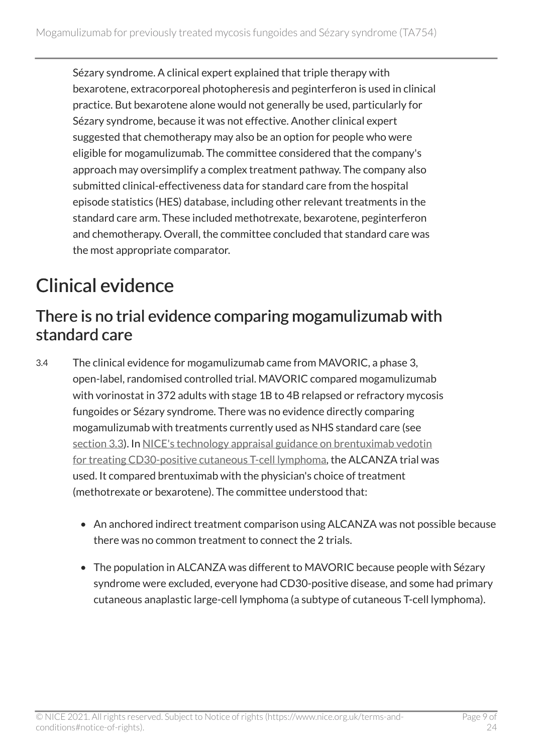Sézary syndrome. A clinical expert explained that triple therapy with bexarotene, extracorporeal photopheresis and peginterferon is used in clinical practice. But bexarotene alone would not generally be used, particularly for Sézary syndrome, because it was not effective. Another clinical expert suggested that chemotherapy may also be an option for people who were eligible for mogamulizumab. The committee considered that the company's approach may oversimplify a complex treatment pathway. The company also submitted clinical-effectiveness data for standard care from the hospital episode statistics (HES) database, including other relevant treatments in the standard care arm. These included methotrexate, bexarotene, peginterferon and chemotherapy. Overall, the committee concluded that standard care was the most appropriate comparator.

# Clinical evidence

## There is no trial evidence comparing mogamulizumab with standard care

3.4 The clinical evidence for mogamulizumab came from MAVORIC, a phase 3, open-label, randomised controlled trial. MAVORIC compared mogamulizumab with vorinostat in 372 adults with stage 1B to 4B relapsed or refractory mycosis fungoides or Sézary syndrome. There was no evidence directly comparing mogamulizumab with treatments currently used as NHS standard care (see section 3.3). In NICE's technology appraisal guidance on brentuximab vedotin for treating CD30-positive cutaneous T-cell lymphoma, the ALCANZA trial was used. It compared brentuximab with the physician's choice of treatment (methotrexate or bexarotene). The committee understood that:

- An anchored indirect treatment comparison using ALCANZA was not possible because there was no common treatment to connect the 2 trials.
- The population in ALCANZA was different to MAVORIC because people with Sézary syndrome were excluded, everyone had CD30-positive disease, and some had primary cutaneous anaplastic large-cell lymphoma (a subtype of cutaneous T-cell lymphoma).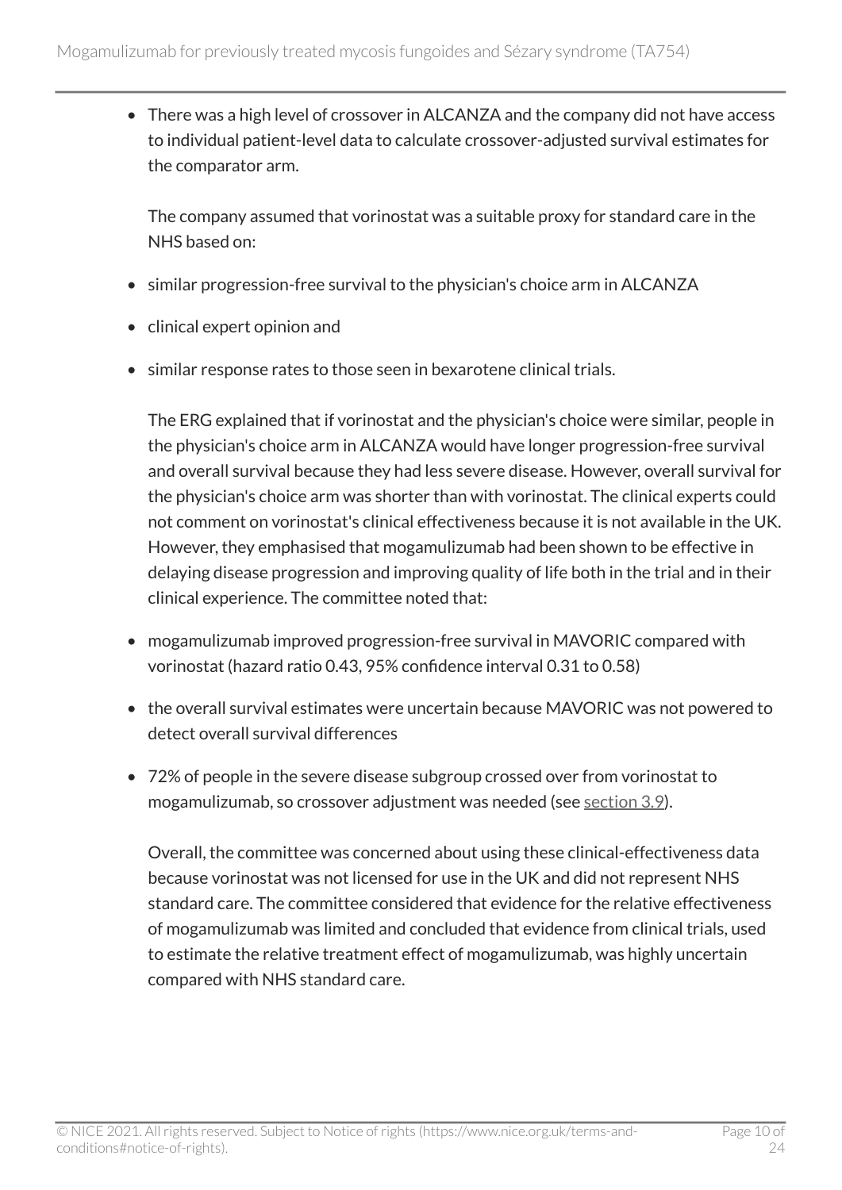- There was a high level of crossover in ALCANZA and the company did not have access to individual patient-level data to calculate crossover-adjusted survival estimates for the comparator arm.

  The company assumed that vorinostat was a suitable proxy for standard care in the NHS based on:

- similar progression-free survival to the physician's choice arm in ALCANZA
- clinical expert opinion and
- similar response rates to those seen in bexarotene clinical trials.

  The ERG explained that if vorinostat and the physician's choice were similar, people in the physician's choice arm in ALCANZA would have longer progression-free survival and overall survival because they had less severe disease. However, overall survival for the physician's choice arm was shorter than with vorinostat. The clinical experts could not comment on vorinostat's clinical effectiveness because it is not available in the UK. However, they emphasised that mogamulizumab had been shown to be effective in delaying disease progression and improving quality of life both in the trial and in their clinical experience. The committee noted that:

- mogamulizumab improved progression-free survival in MAVORIC compared with vorinostat (hazard ratio 0.43, 95% confidence interval 0.31 to 0.58)
- the overall survival estimates were uncertain because MAVORIC was not powered to detect overall survival differences
- 72% of people in the severe disease subgroup crossed over from vorinostat to mogamulizumab, so crossover adjustment was needed (see section 3.9).

  Overall, the committee was concerned about using these clinical-effectiveness data because vorinostat was not licensed for use in the UK and did not represent NHS standard care. The committee considered that evidence for the relative effectiveness of mogamulizumab was limited and concluded that evidence from clinical trials, used to estimate the relative treatment effect of mogamulizumab, was highly uncertain compared with NHS standard care.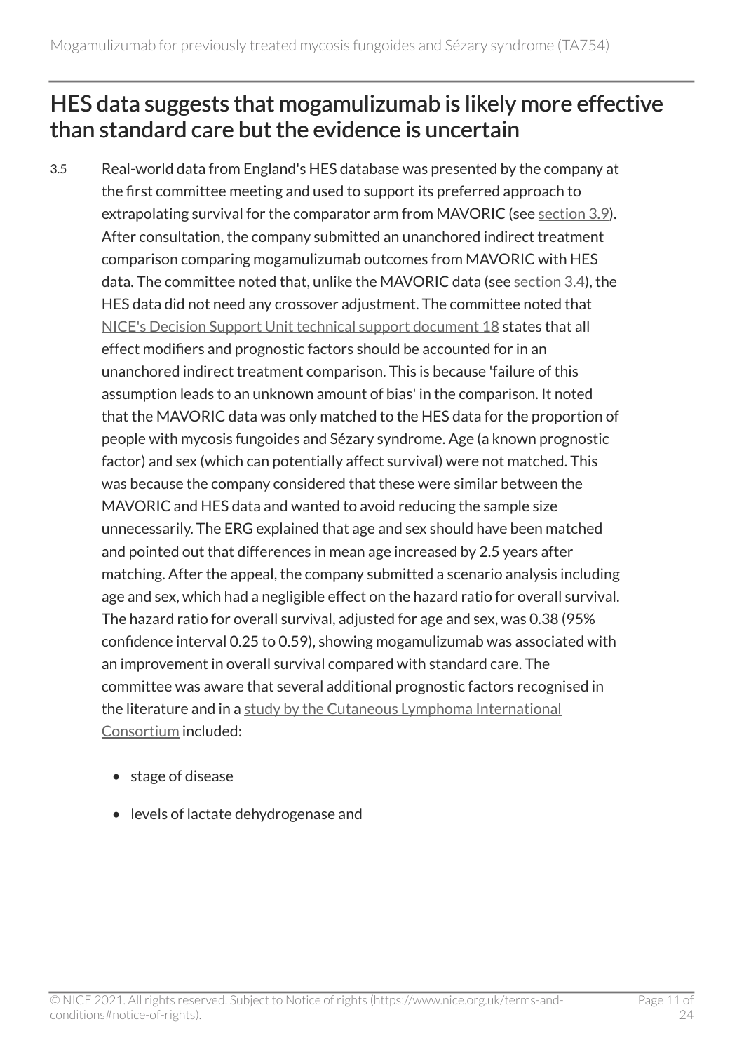## HES data suggests that mogamulizumab is likely more effective than standard care but the evidence is uncertain

3.5 Real-world data from England's HES database was presented by the company at the first committee meeting and used to support its preferred approach to extrapolating survival for the comparator arm from MAVORIC (see section 3.9). After consultation, the company submitted an unanchored indirect treatment comparison comparing mogamulizumab outcomes from MAVORIC with HES data. The committee noted that, unlike the MAVORIC data (see section 3.4), the HES data did not need any crossover adjustment. The committee noted that NICE's Decision Support Unit technical support document 18 states that all effect modifiers and prognostic factors should be accounted for in an unanchored indirect treatment comparison. This is because 'failure of this assumption leads to an unknown amount of bias' in the comparison. It noted that the MAVORIC data was only matched to the HES data for the proportion of people with mycosis fungoides and Sézary syndrome. Age (a known prognostic factor) and sex (which can potentially affect survival) were not matched. This was because the company considered that these were similar between the MAVORIC and HES data and wanted to avoid reducing the sample size unnecessarily. The ERG explained that age and sex should have been matched and pointed out that differences in mean age increased by 2.5 years after matching. After the appeal, the company submitted a scenario analysis including age and sex, which had a negligible effect on the hazard ratio for overall survival. The hazard ratio for overall survival, adjusted for age and sex, was 0.38 (95% confidence interval 0.25 to 0.59), showing mogamulizumab was associated with an improvement in overall survival compared with standard care. The committee was aware that several additional prognostic factors recognised in the literature and in a study by the Cutaneous Lymphoma International Consortium included:

- stage of disease
- levels of lactate dehydrogenase and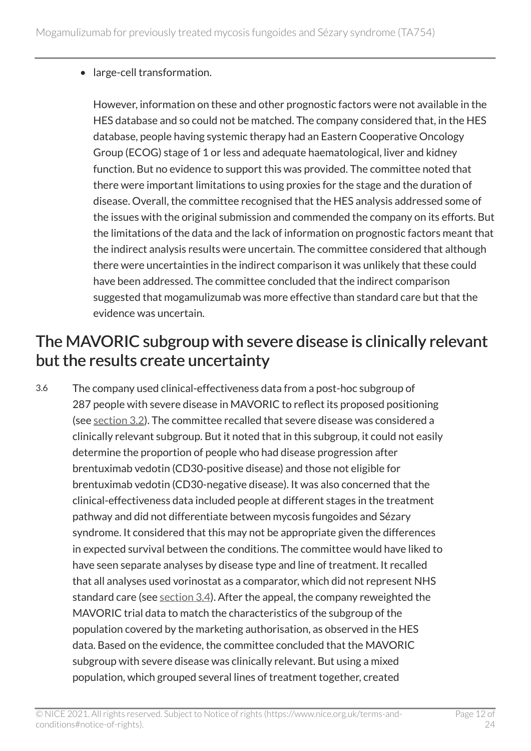- large-cell transformation.

  However, information on these and other prognostic factors were not available in the HES database and so could not be matched. The company considered that, in the HES database, people having systemic therapy had an Eastern Cooperative Oncology Group (ECOG) stage of 1 or less and adequate haematological, liver and kidney function. But no evidence to support this was provided. The committee noted that there were important limitations to using proxies for the stage and the duration of disease. Overall, the committee recognised that the HES analysis addressed some of the issues with the original submission and commended the company on its efforts. But the limitations of the data and the lack of information on prognostic factors meant that the indirect analysis results were uncertain. The committee considered that although there were uncertainties in the indirect comparison it was unlikely that these could have been addressed. The committee concluded that the indirect comparison suggested that mogamulizumab was more effective than standard care but that the evidence was uncertain.

## The MAVORIC subgroup with severe disease is clinically relevant but the results create uncertainty

3.6 The company used clinical-effectiveness data from a post-hoc subgroup of 287 people with severe disease in MAVORIC to reflect its proposed positioning (see section 3.2). The committee recalled that severe disease was considered a clinically relevant subgroup. But it noted that in this subgroup, it could not easily determine the proportion of people who had disease progression after brentuximab vedotin (CD30-positive disease) and those not eligible for brentuximab vedotin (CD30-negative disease). It was also concerned that the clinical-effectiveness data included people at different stages in the treatment pathway and did not differentiate between mycosis fungoides and Sézary syndrome. It considered that this may not be appropriate given the differences in expected survival between the conditions. The committee would have liked to have seen separate analyses by disease type and line of treatment. It recalled that all analyses used vorinostat as a comparator, which did not represent NHS standard care (see section 3.4). After the appeal, the company reweighted the MAVORIC trial data to match the characteristics of the subgroup of the population covered by the marketing authorisation, as observed in the HES data. Based on the evidence, the committee concluded that the MAVORIC subgroup with severe disease was clinically relevant. But using a mixed population, which grouped several lines of treatment together, created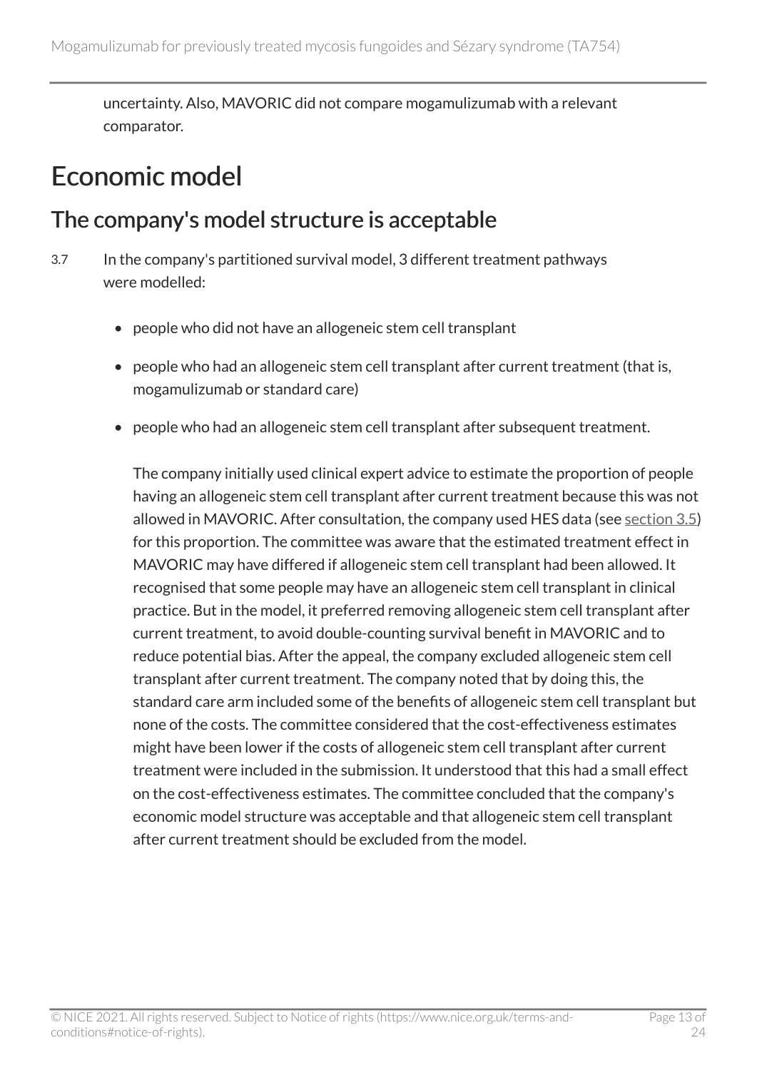uncertainty. Also, MAVORIC did not compare mogamulizumab with a relevant comparator.

# Economic model

## The company's model structure is acceptable

3.7 In the company's partitioned survival model, 3 different treatment pathways were modelled:

- people who did not have an allogeneic stem cell transplant
- people who had an allogeneic stem cell transplant after current treatment (that is, mogamulizumab or standard care)
- people who had an allogeneic stem cell transplant after subsequent treatment.

The company initially used clinical expert advice to estimate the proportion of people having an allogeneic stem cell transplant after current treatment because this was not allowed in MAVORIC. After consultation, the company used HES data (see section 3.5) for this proportion. The committee was aware that the estimated treatment effect in MAVORIC may have differed if allogeneic stem cell transplant had been allowed. It recognised that some people may have an allogeneic stem cell transplant in clinical practice. But in the model, it preferred removing allogeneic stem cell transplant after current treatment, to avoid double-counting survival benefit in MAVORIC and to reduce potential bias. After the appeal, the company excluded allogeneic stem cell transplant after current treatment. The company noted that by doing this, the standard care arm included some of the benefits of allogeneic stem cell transplant but none of the costs. The committee considered that the cost-effectiveness estimates might have been lower if the costs of allogeneic stem cell transplant after current treatment were included in the submission. It understood that this had a small effect on the cost-effectiveness estimates. The committee concluded that the company's economic model structure was acceptable and that allogeneic stem cell transplant after current treatment should be excluded from the model.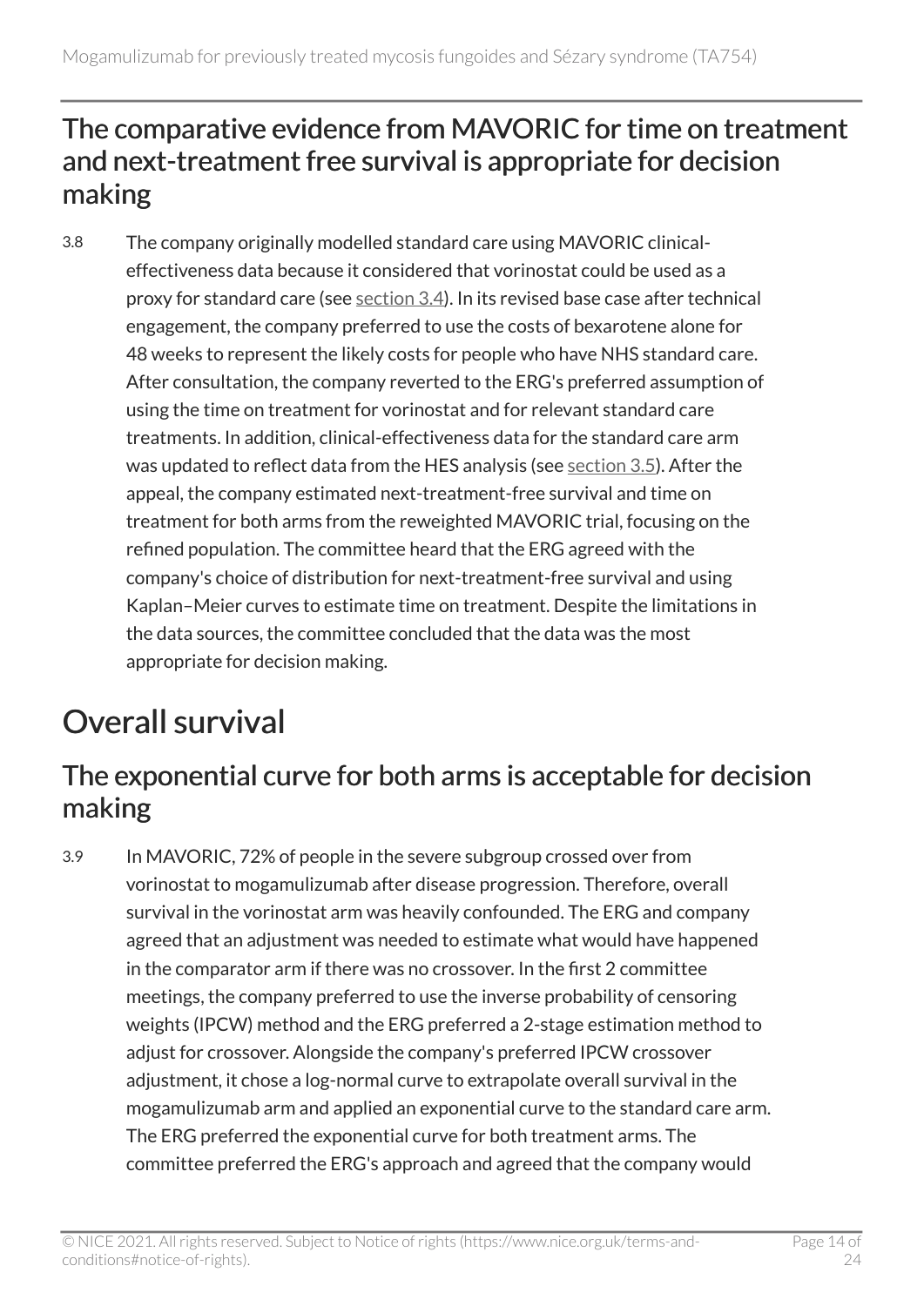## The comparative evidence from MAVORIC for time on treatment and next-treatment free survival is appropriate for decision making

3.8 The company originally modelled standard care using MAVORIC clinical-effectiveness data because it considered that vorinostat could be used as a proxy for standard care (see section 3.4). In its revised base case after technical engagement, the company preferred to use the costs of bexarotene alone for 48 weeks to represent the likely costs for people who have NHS standard care. After consultation, the company reverted to the ERG's preferred assumption of using the time on treatment for vorinostat and for relevant standard care treatments. In addition, clinical-effectiveness data for the standard care arm was updated to reflect data from the HES analysis (see section 3.5). After the appeal, the company estimated next-treatment-free survival and time on treatment for both arms from the reweighted MAVORIC trial, focusing on the refined population. The committee heard that the ERG agreed with the company's choice of distribution for next-treatment-free survival and using Kaplan–Meier curves to estimate time on treatment. Despite the limitations in the data sources, the committee concluded that the data was the most appropriate for decision making.

# Overall survival

## The exponential curve for both arms is acceptable for decision making

3.9 In MAVORIC, 72% of people in the severe subgroup crossed over from vorinostat to mogamulizumab after disease progression. Therefore, overall survival in the vorinostat arm was heavily confounded. The ERG and company agreed that an adjustment was needed to estimate what would have happened in the comparator arm if there was no crossover. In the first 2 committee meetings, the company preferred to use the inverse probability of censoring weights (IPCW) method and the ERG preferred a 2-stage estimation method to adjust for crossover. Alongside the company's preferred IPCW crossover adjustment, it chose a log-normal curve to extrapolate overall survival in the mogamulizumab arm and applied an exponential curve to the standard care arm. The ERG preferred the exponential curve for both treatment arms. The committee preferred the ERG's approach and agreed that the company would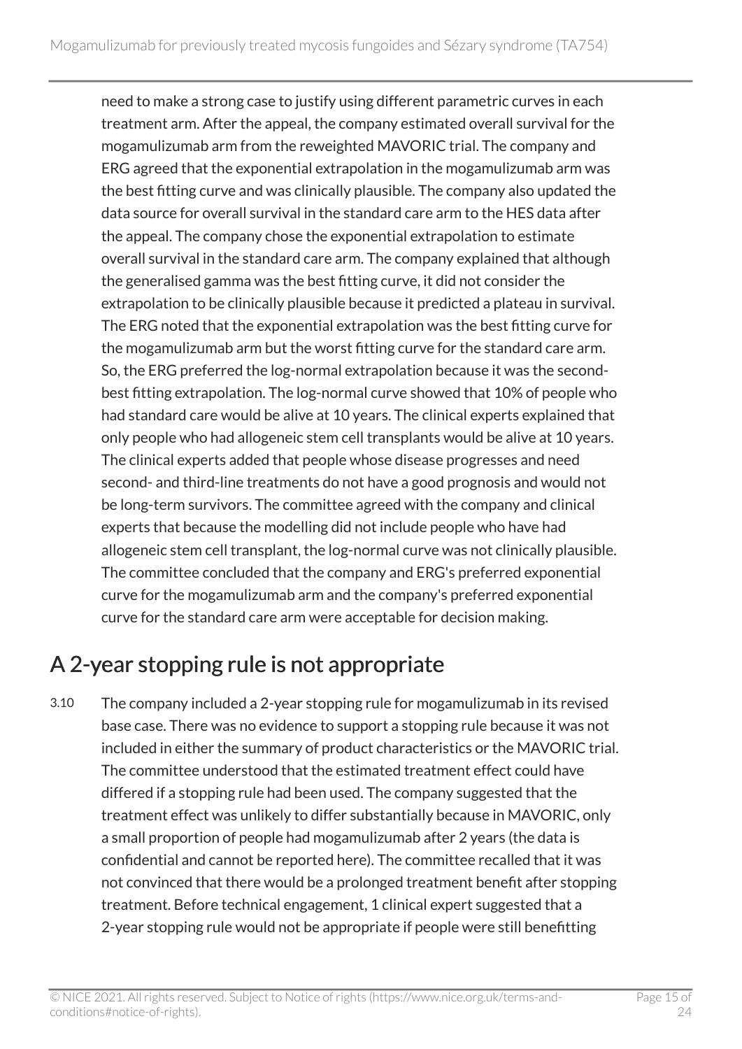need to make a strong case to justify using different parametric curves in each treatment arm. After the appeal, the company estimated overall survival for the mogamulizumab arm from the reweighted MAVORIC trial. The company and ERG agreed that the exponential extrapolation in the mogamulizumab arm was the best fitting curve and was clinically plausible. The company also updated the data source for overall survival in the standard care arm to the HES data after the appeal. The company chose the exponential extrapolation to estimate overall survival in the standard care arm. The company explained that although the generalised gamma was the best fitting curve, it did not consider the extrapolation to be clinically plausible because it predicted a plateau in survival. The ERG noted that the exponential extrapolation was the best fitting curve for the mogamulizumab arm but the worst fitting curve for the standard care arm. So, the ERG preferred the log-normal extrapolation because it was the second-best fitting extrapolation. The log-normal curve showed that 10% of people who had standard care would be alive at 10 years. The clinical experts explained that only people who had allogeneic stem cell transplants would be alive at 10 years. The clinical experts added that people whose disease progresses and need second- and third-line treatments do not have a good prognosis and would not be long-term survivors. The committee agreed with the company and clinical experts that because the modelling did not include people who have had allogeneic stem cell transplant, the log-normal curve was not clinically plausible. The committee concluded that the company and ERG's preferred exponential curve for the mogamulizumab arm and the company's preferred exponential curve for the standard care arm were acceptable for decision making.

## A 2-year stopping rule is not appropriate

3.10 The company included a 2-year stopping rule for mogamulizumab in its revised base case. There was no evidence to support a stopping rule because it was not included in either the summary of product characteristics or the MAVORIC trial. The committee understood that the estimated treatment effect could have differed if a stopping rule had been used. The company suggested that the treatment effect was unlikely to differ substantially because in MAVORIC, only a small proportion of people had mogamulizumab after 2 years (the data is confidential and cannot be reported here). The committee recalled that it was not convinced that there would be a prolonged treatment benefit after stopping treatment. Before technical engagement, 1 clinical expert suggested that a 2-year stopping rule would not be appropriate if people were still benefitting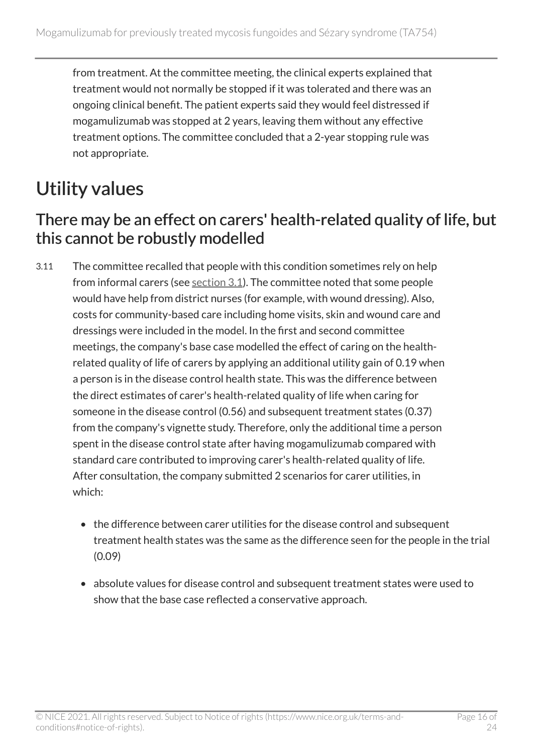from treatment. At the committee meeting, the clinical experts explained that treatment would not normally be stopped if it was tolerated and there was an ongoing clinical benefit. The patient experts said they would feel distressed if mogamulizumab was stopped at 2 years, leaving them without any effective treatment options. The committee concluded that a 2-year stopping rule was not appropriate.

# Utility values

## There may be an effect on carers' health-related quality of life, but this cannot be robustly modelled

3.11 The committee recalled that people with this condition sometimes rely on help from informal carers (see section 3.1). The committee noted that some people would have help from district nurses (for example, with wound dressing). Also, costs for community-based care including home visits, skin and wound care and dressings were included in the model. In the first and second committee meetings, the company's base case modelled the effect of caring on the health-related quality of life of carers by applying an additional utility gain of 0.19 when a person is in the disease control health state. This was the difference between the direct estimates of carer's health-related quality of life when caring for someone in the disease control (0.56) and subsequent treatment states (0.37) from the company's vignette study. Therefore, only the additional time a person spent in the disease control state after having mogamulizumab compared with standard care contributed to improving carer's health-related quality of life. After consultation, the company submitted 2 scenarios for carer utilities, in which:

- the difference between carer utilities for the disease control and subsequent treatment health states was the same as the difference seen for the people in the trial (0.09)
- absolute values for disease control and subsequent treatment states were used to show that the base case reflected a conservative approach.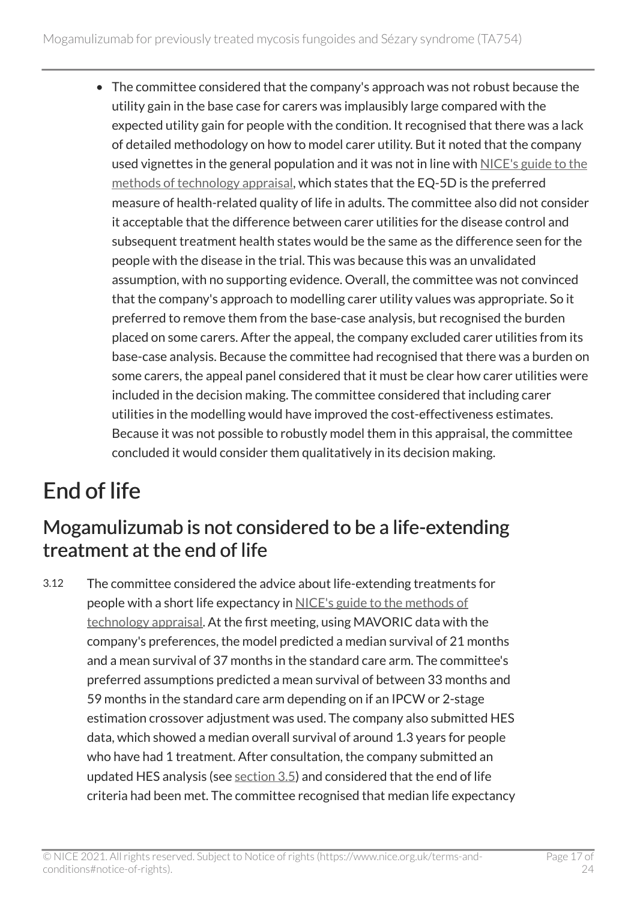- The committee considered that the company's approach was not robust because the utility gain in the base case for carers was implausibly large compared with the expected utility gain for people with the condition. It recognised that there was a lack of detailed methodology on how to model carer utility. But it noted that the company used vignettes in the general population and it was not in line with NICE's guide to the methods of technology appraisal, which states that the EQ-5D is the preferred measure of health-related quality of life in adults. The committee also did not consider it acceptable that the difference between carer utilities for the disease control and subsequent treatment health states would be the same as the difference seen for the people with the disease in the trial. This was because this was an unvalidated assumption, with no supporting evidence. Overall, the committee was not convinced that the company's approach to modelling carer utility values was appropriate. So it preferred to remove them from the base-case analysis, but recognised the burden placed on some carers. After the appeal, the company excluded carer utilities from its base-case analysis. Because the committee had recognised that there was a burden on some carers, the appeal panel considered that it must be clear how carer utilities were included in the decision making. The committee considered that including carer utilities in the modelling would have improved the cost-effectiveness estimates. Because it was not possible to robustly model them in this appraisal, the committee concluded it would consider them qualitatively in its decision making.

# End of life

## Mogamulizumab is not considered to be a life-extending treatment at the end of life

3.12 The committee considered the advice about life-extending treatments for people with a short life expectancy in NICE's guide to the methods of technology appraisal. At the first meeting, using MAVORIC data with the company's preferences, the model predicted a median survival of 21 months and a mean survival of 37 months in the standard care arm. The committee's preferred assumptions predicted a mean survival of between 33 months and 59 months in the standard care arm depending on if an IPCW or 2-stage estimation crossover adjustment was used. The company also submitted HES data, which showed a median overall survival of around 1.3 years for people who have had 1 treatment. After consultation, the company submitted an updated HES analysis (see section 3.5) and considered that the end of life criteria had been met. The committee recognised that median life expectancy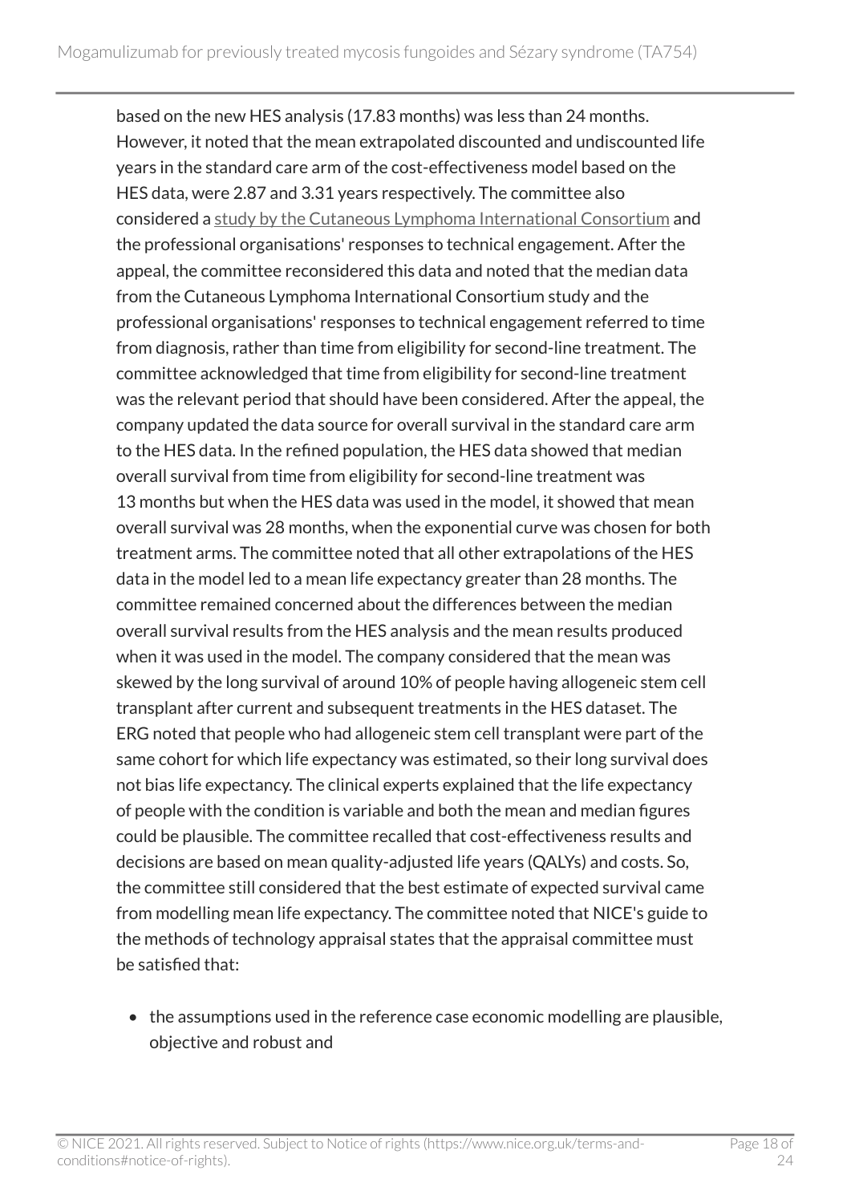based on the new HES analysis (17.83 months) was less than 24 months. However, it noted that the mean extrapolated discounted and undiscounted life years in the standard care arm of the cost-effectiveness model based on the HES data, were 2.87 and 3.31 years respectively. The committee also considered a [study by the Cutaneous Lymphoma International Consortium](#) and the professional organisations' responses to technical engagement. After the appeal, the committee reconsidered this data and noted that the median data from the Cutaneous Lymphoma International Consortium study and the professional organisations' responses to technical engagement referred to time from diagnosis, rather than time from eligibility for second-line treatment. The committee acknowledged that time from eligibility for second-line treatment was the relevant period that should have been considered. After the appeal, the company updated the data source for overall survival in the standard care arm to the HES data. In the refined population, the HES data showed that median overall survival from time from eligibility for second-line treatment was 13 months but when the HES data was used in the model, it showed that mean overall survival was 28 months, when the exponential curve was chosen for both treatment arms. The committee noted that all other extrapolations of the HES data in the model led to a mean life expectancy greater than 28 months. The committee remained concerned about the differences between the median overall survival results from the HES analysis and the mean results produced when it was used in the model. The company considered that the mean was skewed by the long survival of around 10% of people having allogeneic stem cell transplant after current and subsequent treatments in the HES dataset. The ERG noted that people who had allogeneic stem cell transplant were part of the same cohort for which life expectancy was estimated, so their long survival does not bias life expectancy. The clinical experts explained that the life expectancy of people with the condition is variable and both the mean and median figures could be plausible. The committee recalled that cost-effectiveness results and decisions are based on mean quality-adjusted life years (QALYs) and costs. So, the committee still considered that the best estimate of expected survival came from modelling mean life expectancy. The committee noted that NICE's guide to the methods of technology appraisal states that the appraisal committee must be satisfied that:

- the assumptions used in the reference case economic modelling are plausible, objective and robust and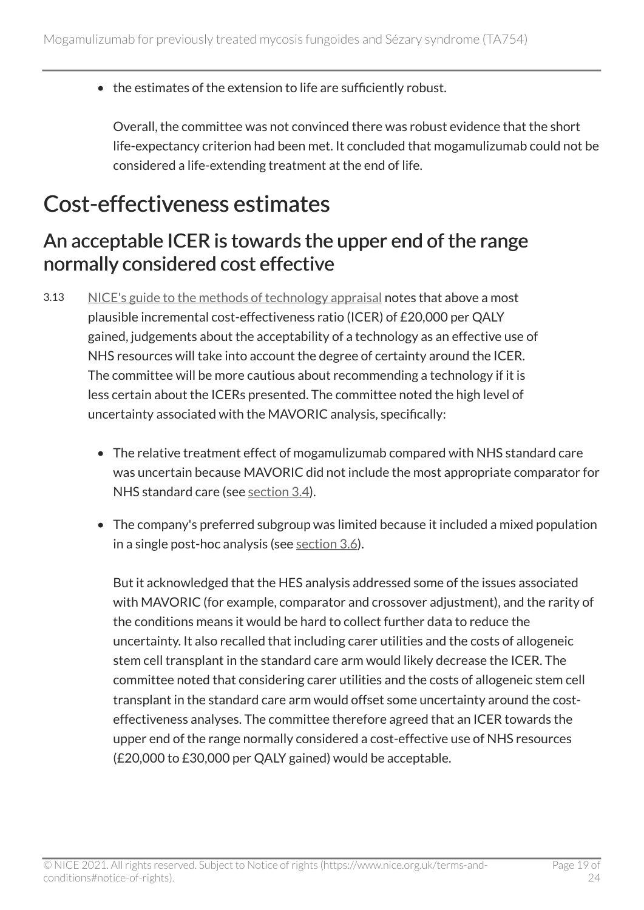- the estimates of the extension to life are sufficiently robust.

  Overall, the committee was not convinced there was robust evidence that the short life-expectancy criterion had been met. It concluded that mogamulizumab could not be considered a life-extending treatment at the end of life.

# Cost-effectiveness estimates

## An acceptable ICER is towards the upper end of the range normally considered cost effective

3.13 NICE's guide to the methods of technology appraisal notes that above a most plausible incremental cost-effectiveness ratio (ICER) of £20,000 per QALY gained, judgements about the acceptability of a technology as an effective use of NHS resources will take into account the degree of certainty around the ICER. The committee will be more cautious about recommending a technology if it is less certain about the ICERs presented. The committee noted the high level of uncertainty associated with the MAVORIC analysis, specifically:

- The relative treatment effect of mogamulizumab compared with NHS standard care was uncertain because MAVORIC did not include the most appropriate comparator for NHS standard care (see section 3.4).
- The company's preferred subgroup was limited because it included a mixed population in a single post-hoc analysis (see section 3.6).

  But it acknowledged that the HES analysis addressed some of the issues associated with MAVORIC (for example, comparator and crossover adjustment), and the rarity of the conditions means it would be hard to collect further data to reduce the uncertainty. It also recalled that including carer utilities and the costs of allogeneic stem cell transplant in the standard care arm would likely decrease the ICER. The committee noted that considering carer utilities and the costs of allogeneic stem cell transplant in the standard care arm would offset some uncertainty around the cost-effectiveness analyses. The committee therefore agreed that an ICER towards the upper end of the range normally considered a cost-effective use of NHS resources (£20,000 to £30,000 per QALY gained) would be acceptable.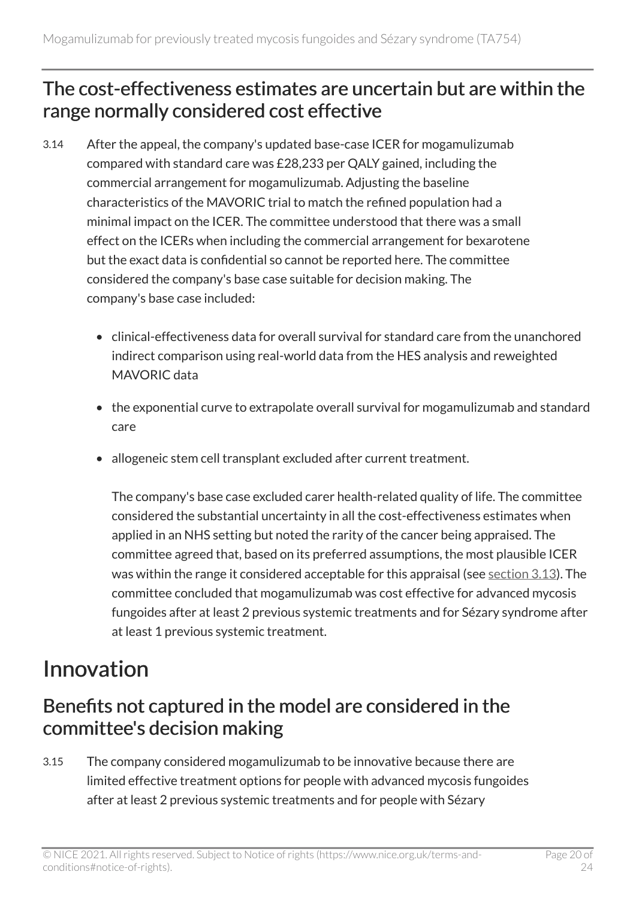## The cost-effectiveness estimates are uncertain but are within the range normally considered cost effective

3.14 After the appeal, the company's updated base-case ICER for mogamulizumab compared with standard care was £28,233 per QALY gained, including the commercial arrangement for mogamulizumab. Adjusting the baseline characteristics of the MAVORIC trial to match the refined population had a minimal impact on the ICER. The committee understood that there was a small effect on the ICERs when including the commercial arrangement for bexarotene but the exact data is confidential so cannot be reported here. The committee considered the company's base case suitable for decision making. The company's base case included:

- clinical-effectiveness data for overall survival for standard care from the unanchored indirect comparison using real-world data from the HES analysis and reweighted MAVORIC data
- the exponential curve to extrapolate overall survival for mogamulizumab and standard care
- allogeneic stem cell transplant excluded after current treatment.

The company's base case excluded carer health-related quality of life. The committee considered the substantial uncertainty in all the cost-effectiveness estimates when applied in an NHS setting but noted the rarity of the cancer being appraised. The committee agreed that, based on its preferred assumptions, the most plausible ICER was within the range it considered acceptable for this appraisal (see section 3.13). The committee concluded that mogamulizumab was cost effective for advanced mycosis fungoides after at least 2 previous systemic treatments and for Sézary syndrome after at least 1 previous systemic treatment.

# Innovation

## Benefits not captured in the model are considered in the committee's decision making

3.15 The company considered mogamulizumab to be innovative because there are limited effective treatment options for people with advanced mycosis fungoides after at least 2 previous systemic treatments and for people with Sézary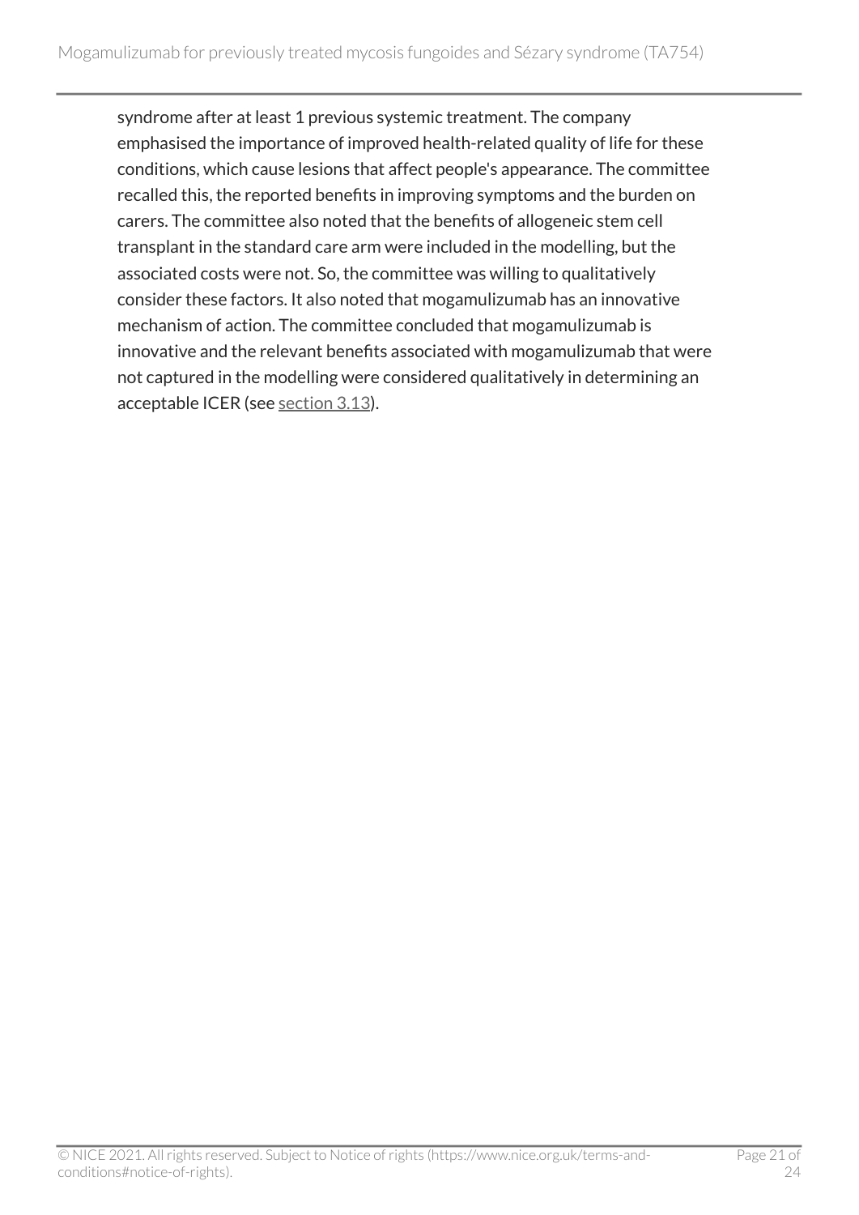syndrome after at least 1 previous systemic treatment. The company emphasised the importance of improved health-related quality of life for these conditions, which cause lesions that affect people's appearance. The committee recalled this, the reported benefits in improving symptoms and the burden on carers. The committee also noted that the benefits of allogeneic stem cell transplant in the standard care arm were included in the modelling, but the associated costs were not. So, the committee was willing to qualitatively consider these factors. It also noted that mogamulizumab has an innovative mechanism of action. The committee concluded that mogamulizumab is innovative and the relevant benefits associated with mogamulizumab that were not captured in the modelling were considered qualitatively in determining an acceptable ICER (see section 3.13).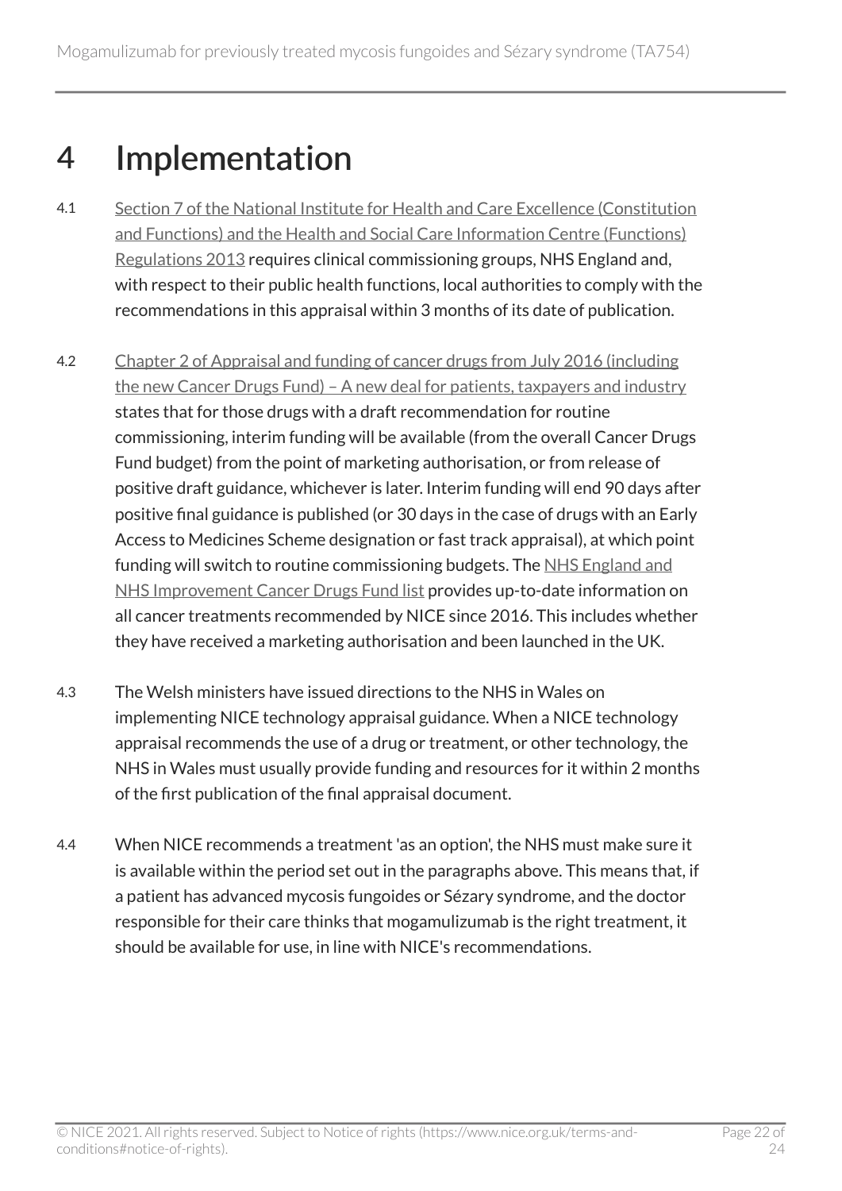# 4 Implementation

4.1 Section 7 of the National Institute for Health and Care Excellence (Constitution and Functions) and the Health and Social Care Information Centre (Functions) Regulations 2013 requires clinical commissioning groups, NHS England and, with respect to their public health functions, local authorities to comply with the recommendations in this appraisal within 3 months of its date of publication.

4.2 Chapter 2 of Appraisal and funding of cancer drugs from July 2016 (including the new Cancer Drugs Fund) – A new deal for patients, taxpayers and industry states that for those drugs with a draft recommendation for routine commissioning, interim funding will be available (from the overall Cancer Drugs Fund budget) from the point of marketing authorisation, or from release of positive draft guidance, whichever is later. Interim funding will end 90 days after positive final guidance is published (or 30 days in the case of drugs with an Early Access to Medicines Scheme designation or fast track appraisal), at which point funding will switch to routine commissioning budgets. The NHS England and NHS Improvement Cancer Drugs Fund list provides up-to-date information on all cancer treatments recommended by NICE since 2016. This includes whether they have received a marketing authorisation and been launched in the UK.

4.3 The Welsh ministers have issued directions to the NHS in Wales on implementing NICE technology appraisal guidance. When a NICE technology appraisal recommends the use of a drug or treatment, or other technology, the NHS in Wales must usually provide funding and resources for it within 2 months of the first publication of the final appraisal document.

4.4 When NICE recommends a treatment 'as an option', the NHS must make sure it is available within the period set out in the paragraphs above. This means that, if a patient has advanced mycosis fungoides or Sézary syndrome, and the doctor responsible for their care thinks that mogamulizumab is the right treatment, it should be available for use, in line with NICE's recommendations.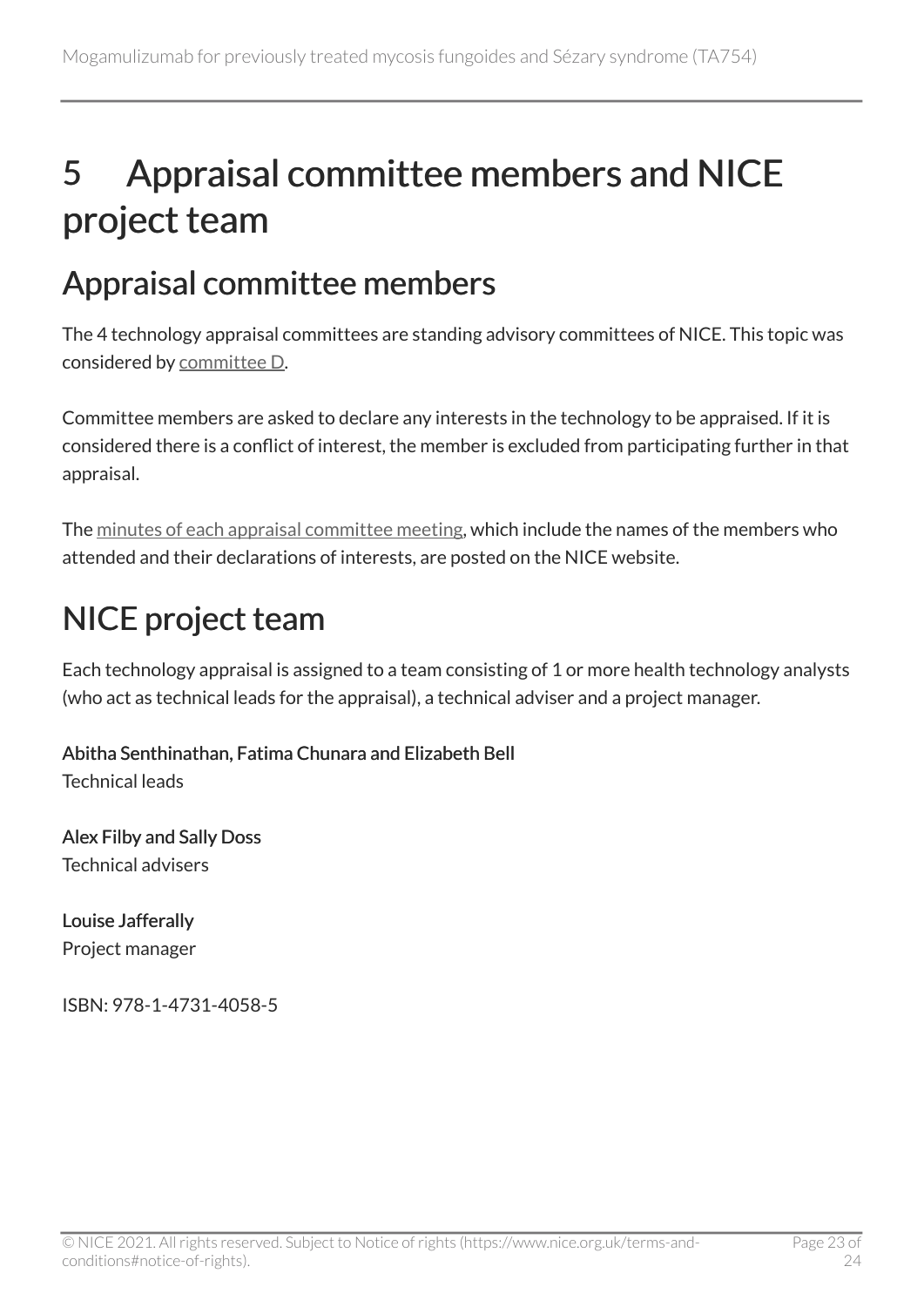# 5 Appraisal committee members and NICE project team

## Appraisal committee members

The 4 technology appraisal committees are standing advisory committees of NICE. This topic was considered by committee D.

Committee members are asked to declare any interests in the technology to be appraised. If it is considered there is a conflict of interest, the member is excluded from participating further in that appraisal.

The minutes of each appraisal committee meeting, which include the names of the members who attended and their declarations of interests, are posted on the NICE website.

## NICE project team

Each technology appraisal is assigned to a team consisting of 1 or more health technology analysts (who act as technical leads for the appraisal), a technical adviser and a project manager.

**Abitha Senthinathan, Fatima Chunara and Elizabeth Bell**
Technical leads

**Alex Filby and Sally Doss**
Technical advisers

**Louise Jafferally**
Project manager

ISBN: 978-1-4731-4058-5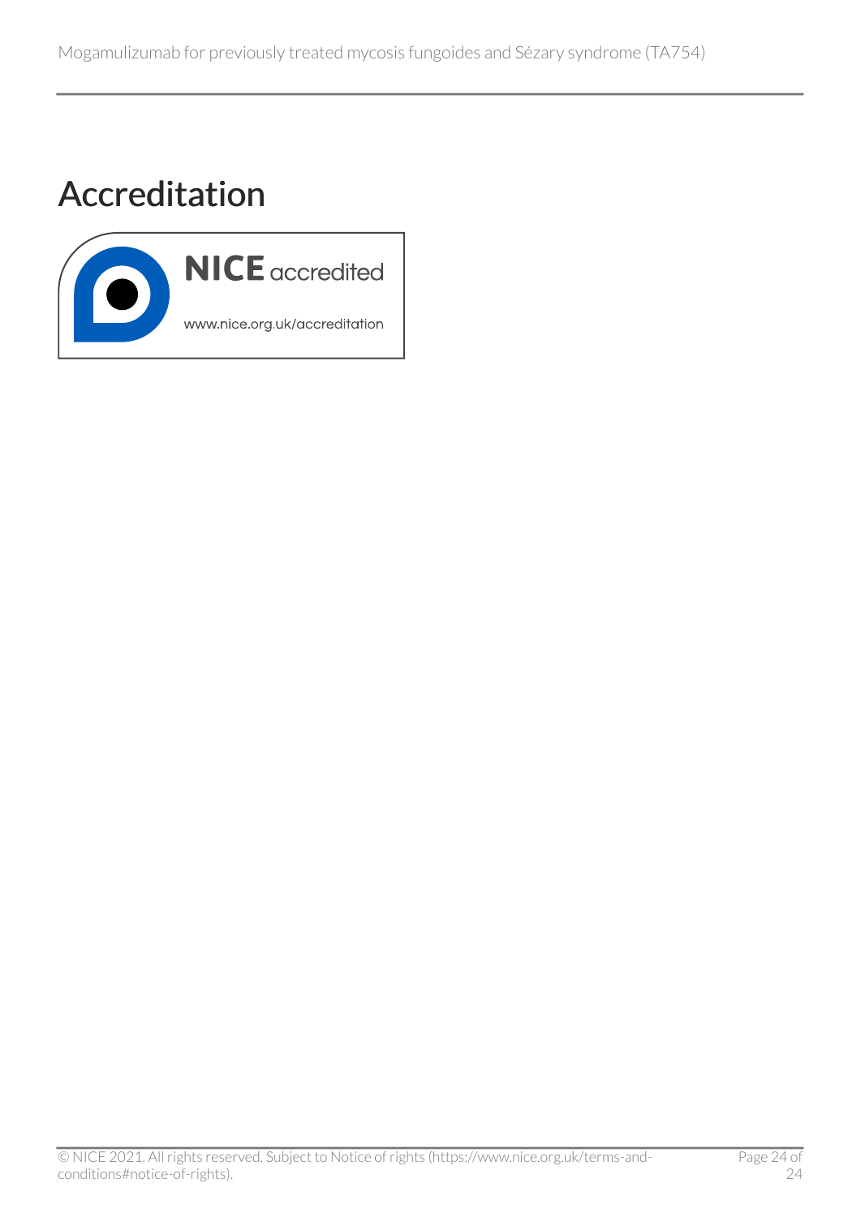# Accreditation

NICE accredited

www.nice.org.uk/accreditation